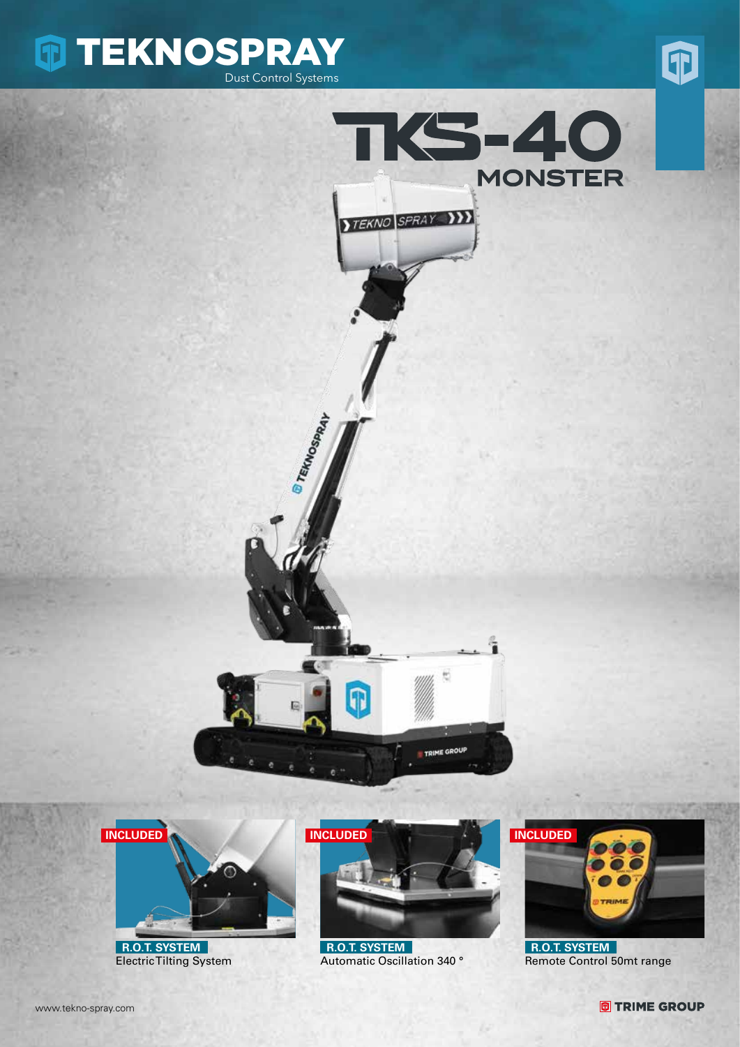# TEKNOSPRAY

Dust Control Systems

# TKS-40

## MONSTER

INCLUDED

**R.O.T. SYSTEM**

Electric Tilting System

INCLUDED

**R.O.T. SYSTEM**

Automatic Oscillation 340 °

INCLUDED

**R.O.T. SYSTEM**

Remote Control 50mt range

www.tekno-spray.com

TRIME GROUP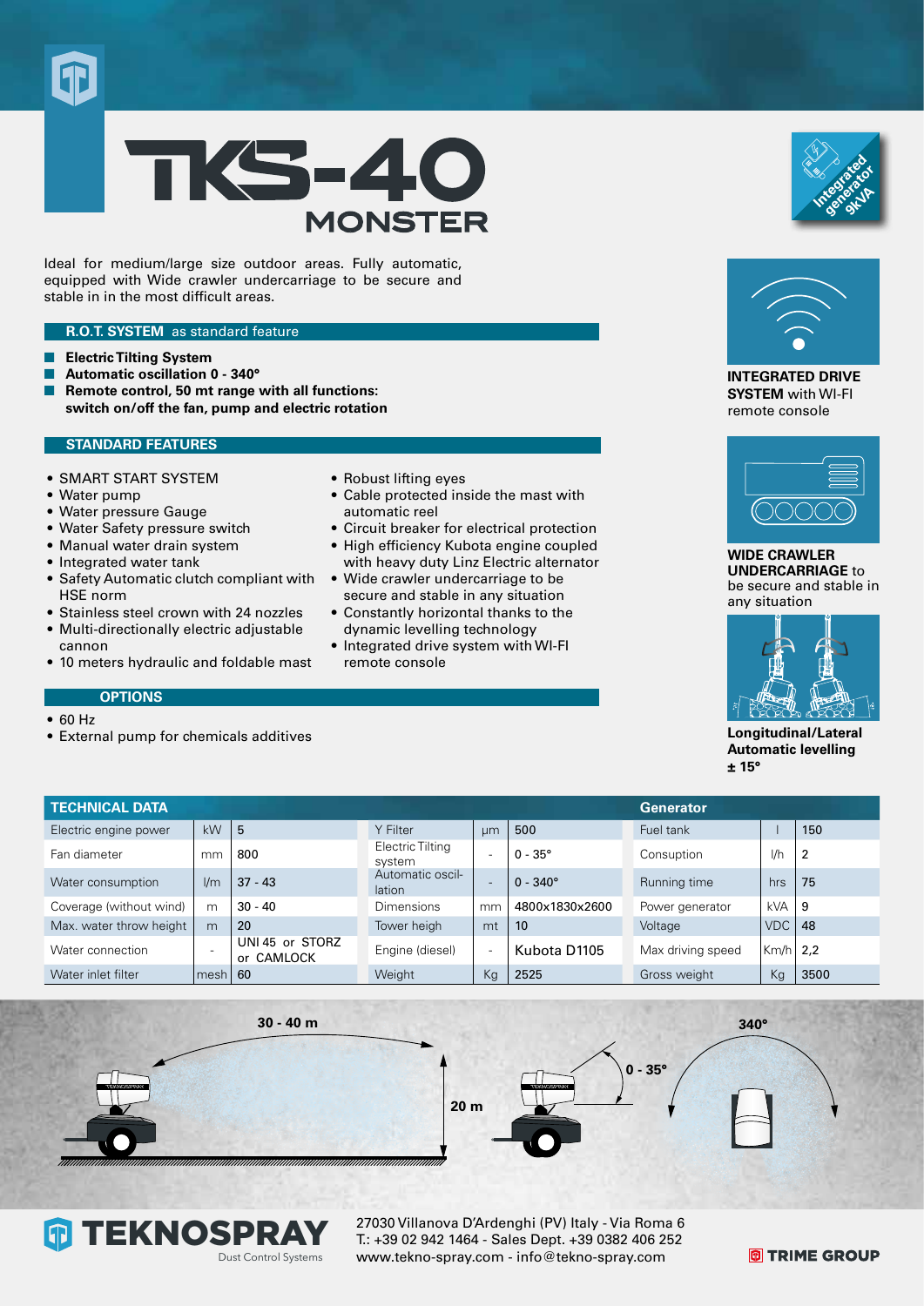# TKS-40 MONSTER

Ideal for medium/large size outdoor areas. Fully automatic, equipped with Wide crawler undercarriage to be secure and stable in in the most difficult areas.

## R.O.T. SYSTEM as standard feature

- **Electric Tilting System**
- **Automatic oscillation 0 - 340°**
- **Remote control, 50 mt range with all functions: switch on/off the fan, pump and electric rotation**

## STANDARD FEATURES

- SMART START SYSTEM
- Water pump
- Water pressure Gauge
- Water Safety pressure switch
- Manual water drain system
- Integrated water tank
- Safety Automatic clutch compliant with HSE norm
- Stainless steel crown with 24 nozzles
- Multi-directionally electric adjustable cannon
- 10 meters hydraulic and foldable mast
- Robust lifting eyes
- Cable protected inside the mast with automatic reel
- Circuit breaker for electrical protection
- High efficiency Kubota engine coupled with heavy duty Linz Electric alternator
- Wide crawler undercarriage to be secure and stable in any situation
- Constantly horizontal thanks to the dynamic levelling technology
- Integrated drive system with WI-FI remote console

## OPTIONS

- 60 Hz
- External pump for chemicals additives

Integrated generator 9kVA

**INTEGRATED DRIVE SYSTEM** with WI-FI remote console

**WIDE CRAWLER UNDERCARRIAGE** to be secure and stable in any situation

**Longitudinal/Lateral Automatic levelling ± 15°**

## TECHNICAL DATA

| TECHNICAL DATA | | | | | | Generator | | |
|---|---|---|---|---|---|---|---|---|
| Electric engine power | kW | 5 | Y Filter | μm | 500 | Fuel tank | l | 150 |
| Fan diameter | mm | 800 | Electric Tilting system | - | 0 - 35° | Consuption | l/h | 2 |
| Water consumption | l/m | 37 - 43 | Automatic oscillation | - | 0 - 340° | Running time | hrs | 75 |
| Coverage (without wind) | m | 30 - 40 | Dimensions | mm | 4800x1830x2600 | Power generator | kVA | 9 |
| Max. water throw height | m | 20 | Tower heigh | mt | 10 | Voltage | VDC | 48 |
| Water connection | - | UNI 45 or STORZ or CAMLOCK | Engine (diesel) | - | Kubota D1105 | Max driving speed | Km/h | 2,2 |
| Water inlet filter | mesh | 60 | Weight | Kg | 2525 | Gross weight | Kg | 3500 |

30 - 40 m

20 m

0 - 35°

340°

**TEKNOSPRAY** Dust Control Systems

27030 Villanova D'Ardenghi (PV) Italy - Via Roma 6
T.: +39 02 942 1464 - Sales Dept. +39 0382 406 252
www.tekno-spray.com - info@tekno-spray.com

TRIME GROUP